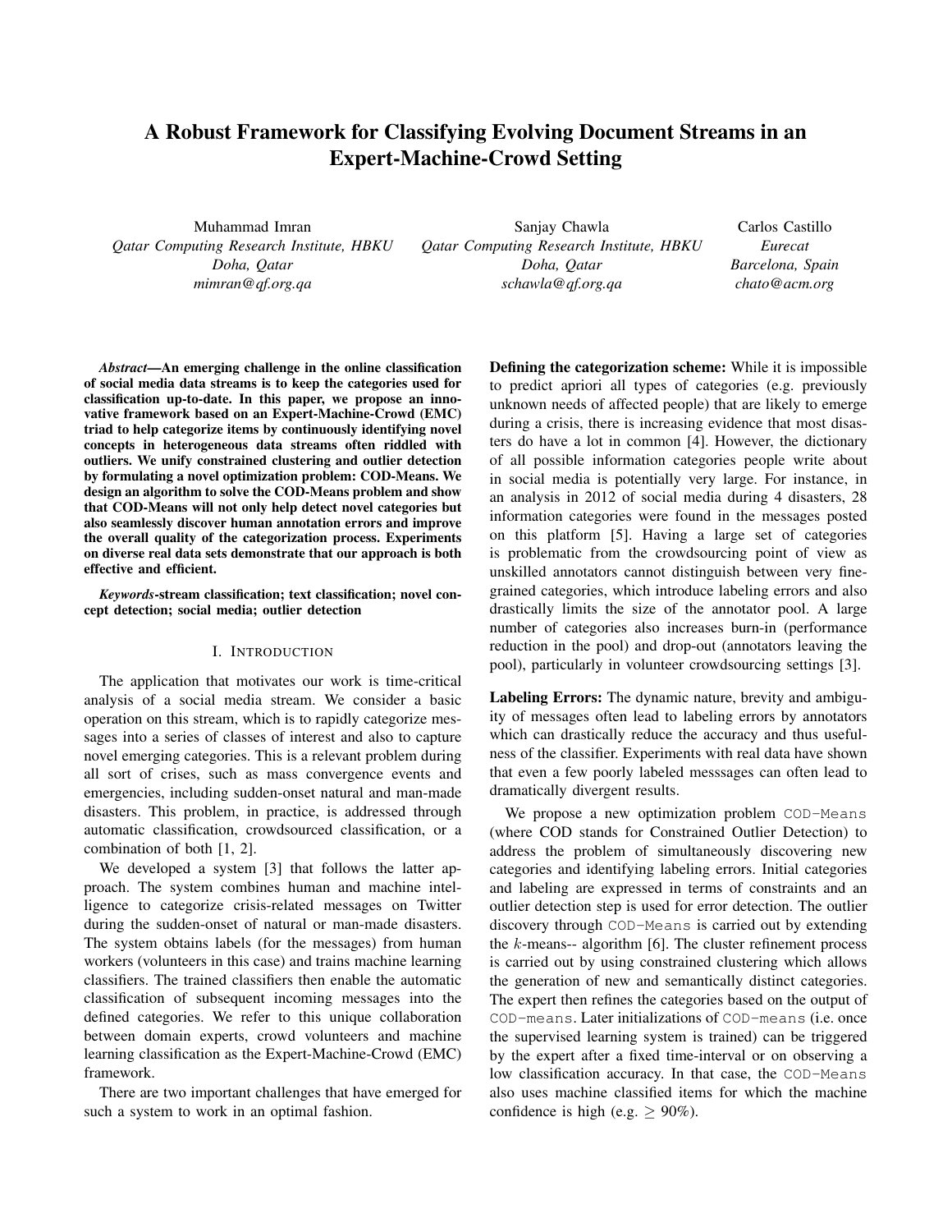# A Robust Framework for Classifying Evolving Document Streams in an Expert-Machine-Crowd Setting

Muhammad Imran
*Qatar Computing Research Institute, HBKU*
*Doha, Qatar*
*mimran@qf.org.qa*

Sanjay Chawla
*Qatar Computing Research Institute, HBKU*
*Doha, Qatar*
*schawla@qf.org.qa*

Carlos Castillo
*Eurecat*
*Barcelona, Spain*
*chato@acm.org*

***Abstract*—An emerging challenge in the online classification of social media data streams is to keep the categories used for classification up-to-date. In this paper, we propose an innovative framework based on an Expert-Machine-Crowd (EMC) triad to help categorize items by continuously identifying novel concepts in heterogeneous data streams often riddled with outliers. We unify constrained clustering and outlier detection by formulating a novel optimization problem: COD-Means. We design an algorithm to solve the COD-Means problem and show that COD-Means will not only help detect novel categories but also seamlessly discover human annotation errors and improve the overall quality of the categorization process. Experiments on diverse real data sets demonstrate that our approach is both effective and efficient.**

***Keywords*-stream classification; text classification; novel concept detection; social media; outlier detection**

## I. Introduction

The application that motivates our work is time-critical analysis of a social media stream. We consider a basic operation on this stream, which is to rapidly categorize messages into a series of classes of interest and also to capture novel emerging categories. This is a relevant problem during all sort of crises, such as mass convergence events and emergencies, including sudden-onset natural and man-made disasters. This problem, in practice, is addressed through automatic classification, crowdsourced classification, or a combination of both [1, 2].

We developed a system [3] that follows the latter approach. The system combines human and machine intelligence to categorize crisis-related messages on Twitter during the sudden-onset of natural or man-made disasters. The system obtains labels (for the messages) from human workers (volunteers in this case) and trains machine learning classifiers. The trained classifiers then enable the automatic classification of subsequent incoming messages into the defined categories. We refer to this unique collaboration between domain experts, crowd volunteers and machine learning classification as the Expert-Machine-Crowd (EMC) framework.

There are two important challenges that have emerged for such a system to work in an optimal fashion.

**Defining the categorization scheme:** While it is impossible to predict apriori all types of categories (e.g. previously unknown needs of affected people) that are likely to emerge during a crisis, there is increasing evidence that most disasters do have a lot in common [4]. However, the dictionary of all possible information categories people write about in social media is potentially very large. For instance, in an analysis in 2012 of social media during 4 disasters, 28 information categories were found in the messages posted on this platform [5]. Having a large set of categories is problematic from the crowdsourcing point of view as unskilled annotators cannot distinguish between very fine-grained categories, which introduce labeling errors and also drastically limits the size of the annotator pool. A large number of categories also increases burn-in (performance reduction in the pool) and drop-out (annotators leaving the pool), particularly in volunteer crowdsourcing settings [3].

**Labeling Errors:** The dynamic nature, brevity and ambiguity of messages often lead to labeling errors by annotators which can drastically reduce the accuracy and thus usefulness of the classifier. Experiments with real data have shown that even a few poorly labeled messsages can often lead to dramatically divergent results.

We propose a new optimization problem `COD-Means` (where COD stands for Constrained Outlier Detection) to address the problem of simultaneously discovering new categories and identifying labeling errors. Initial categories and labeling are expressed in terms of constraints and an outlier detection step is used for error detection. The outlier discovery through `COD-Means` is carried out by extending the $k$-means-- algorithm [6]. The cluster refinement process is carried out by using constrained clustering which allows the generation of new and semantically distinct categories. The expert then refines the categories based on the output of `COD-means`. Later initializations of `COD-means` (i.e. once the supervised learning system is trained) can be triggered by the expert after a fixed time-interval or on observing a low classification accuracy. In that case, the `COD-Means` also uses machine classified items for which the machine confidence is high (e.g. $\geq$ 90%).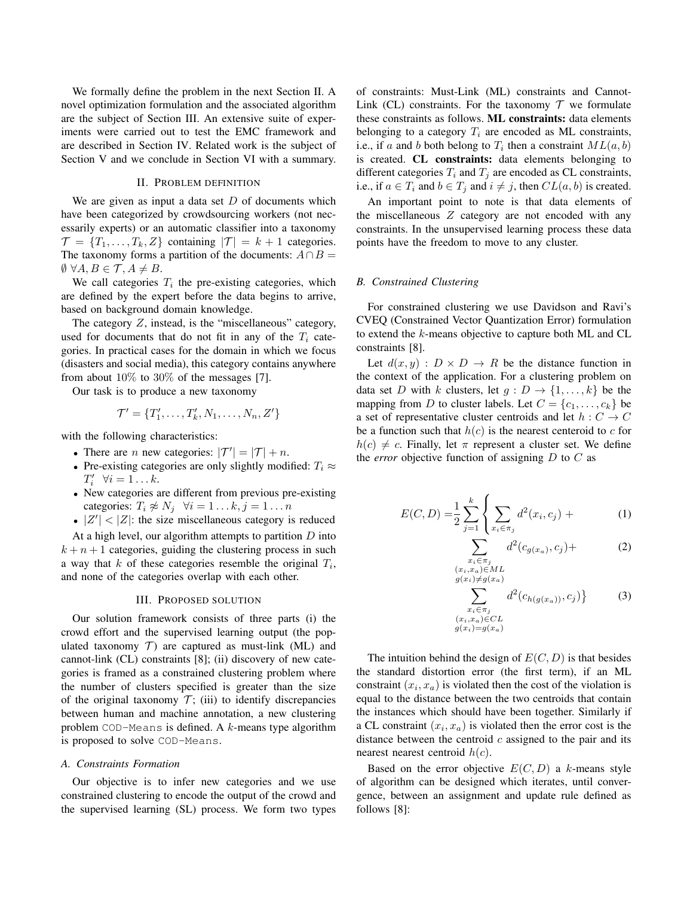We formally define the problem in the next Section II. A novel optimization formulation and the associated algorithm are the subject of Section III. An extensive suite of experiments were carried out to test the EMC framework and are described in Section IV. Related work is the subject of Section V and we conclude in Section VI with a summary.

## II. Problem definition

We are given as input a data set $D$ of documents which have been categorized by crowdsourcing workers (not necessarily experts) or an automatic classifier into a taxonomy $\mathcal{T} = \{T_1, \ldots, T_k, Z\}$ containing $|\mathcal{T}| = k + 1$ categories. The taxonomy forms a partition of the documents: $A \cap B = \emptyset \ \forall A, B \in \mathcal{T}, A \neq B$.

We call categories $T_i$ the pre-existing categories, which are defined by the expert before the data begins to arrive, based on background domain knowledge.

The category $Z$, instead, is the "miscellaneous" category, used for documents that do not fit in any of the $T_i$ categories. In practical cases for the domain in which we focus (disasters and social media), this category contains anywhere from about $10\%$ to $30\%$ of the messages [7].

Our task is to produce a new taxonomy

$$\mathcal{T}' = \{T'_1, \ldots, T'_k, N_1, \ldots, N_n, Z'\}$$

with the following characteristics:

- There are $n$ new categories: $|\mathcal{T}'| = |\mathcal{T}| + n$.
- Pre-existing categories are only slightly modified: $T_i \approx T'_i \ \ \forall i = 1 \ldots k$.
- New categories are different from previous pre-existing categories: $T_i \not\approx N_j \ \ \forall i = 1 \ldots k, j = 1 \ldots n$
- $|Z'| < |Z|$: the size miscellaneous category is reduced

At a high level, our algorithm attempts to partition $D$ into $k+n+1$ categories, guiding the clustering process in such a way that $k$ of these categories resemble the original $T_i$, and none of the categories overlap with each other.

## III. Proposed solution

Our solution framework consists of three parts (i) the crowd effort and the supervised learning output (the populated taxonomy $\mathcal{T}$) are captured as must-link (ML) and cannot-link (CL) constraints [8]; (ii) discovery of new categories is framed as a constrained clustering problem where the number of clusters specified is greater than the size of the original taxonomy $\mathcal{T}$; (iii) to identify discrepancies between human and machine annotation, a new clustering problem `COD-Means` is defined. A $k$-means type algorithm is proposed to solve `COD-Means`.

### A. Constraints Formation

Our objective is to infer new categories and we use constrained clustering to encode the output of the crowd and the supervised learning (SL) process. We form two types of constraints: Must-Link (ML) constraints and Cannot-Link (CL) constraints. For the taxonomy $\mathcal{T}$ we formulate these constraints as follows. **ML constraints:** data elements belonging to a category $T_i$ are encoded as ML constraints, i.e., if $a$ and $b$ both belong to $T_i$ then a constraint $ML(a, b)$ is created. **CL constraints:** data elements belonging to different categories $T_i$ and $T_j$ are encoded as CL constraints, i.e., if $a \in T_i$ and $b \in T_j$ and $i \neq j$, then $CL(a, b)$ is created.

An important point to note is that data elements of the miscellaneous $Z$ category are not encoded with any constraints. In the unsupervised learning process these data points have the freedom to move to any cluster.

### B. Constrained Clustering

For constrained clustering we use Davidson and Ravi's CVEQ (Constrained Vector Quantization Error) formulation to extend the $k$-means objective to capture both ML and CL constraints [8].

Let $d(x, y) : D \times D \to R$ be the distance function in the context of the application. For a clustering problem on data set $D$ with $k$ clusters, let $g : D \to \{1, \ldots, k\}$ be the mapping from $D$ to cluster labels. Let $C = \{c_1, \ldots, c_k\}$ be a set of representative cluster centroids and let $h : C \to C$ be a function such that $h(c)$ is the nearest centeroid to $c$ for $h(c) \neq c$. Finally, let $\pi$ represent a cluster set. We define the *error* objective function of assigning $D$ to $C$ as

$$E(C, D) = \frac{1}{2} \sum_{j=1}^{k} \Bigg\{ \sum_{x_i \in \pi_j} d^2(x_i, c_j) + \tag{1}$$

$$\sum_{\substack{x_i \in \pi_j \\ (x_i, x_a) \in ML \\ g(x_i) \neq g(x_a)}} d^2(c_{g(x_a)}, c_j) + \tag{2}$$

$$\sum_{\substack{x_i \in \pi_j \\ (x_i, x_a) \in CL \\ g(x_i) = g(x_a)}} d^2(c_{h(g(x_a))}, c_j) \Bigg\} \tag{3}$$

The intuition behind the design of $E(C, D)$ is that besides the standard distortion error (the first term), if an ML constraint $(x_i, x_a)$ is violated then the cost of the violation is equal to the distance between the two centroids that contain the instances which should have been together. Similarly if a CL constraint $(x_i, x_a)$ is violated then the error cost is the distance between the centroid $c$ assigned to the pair and its nearest nearest centroid $h(c)$.

Based on the error objective $E(C, D)$ a $k$-means style of algorithm can be designed which iterates, until convergence, between an assignment and update rule defined as follows [8]: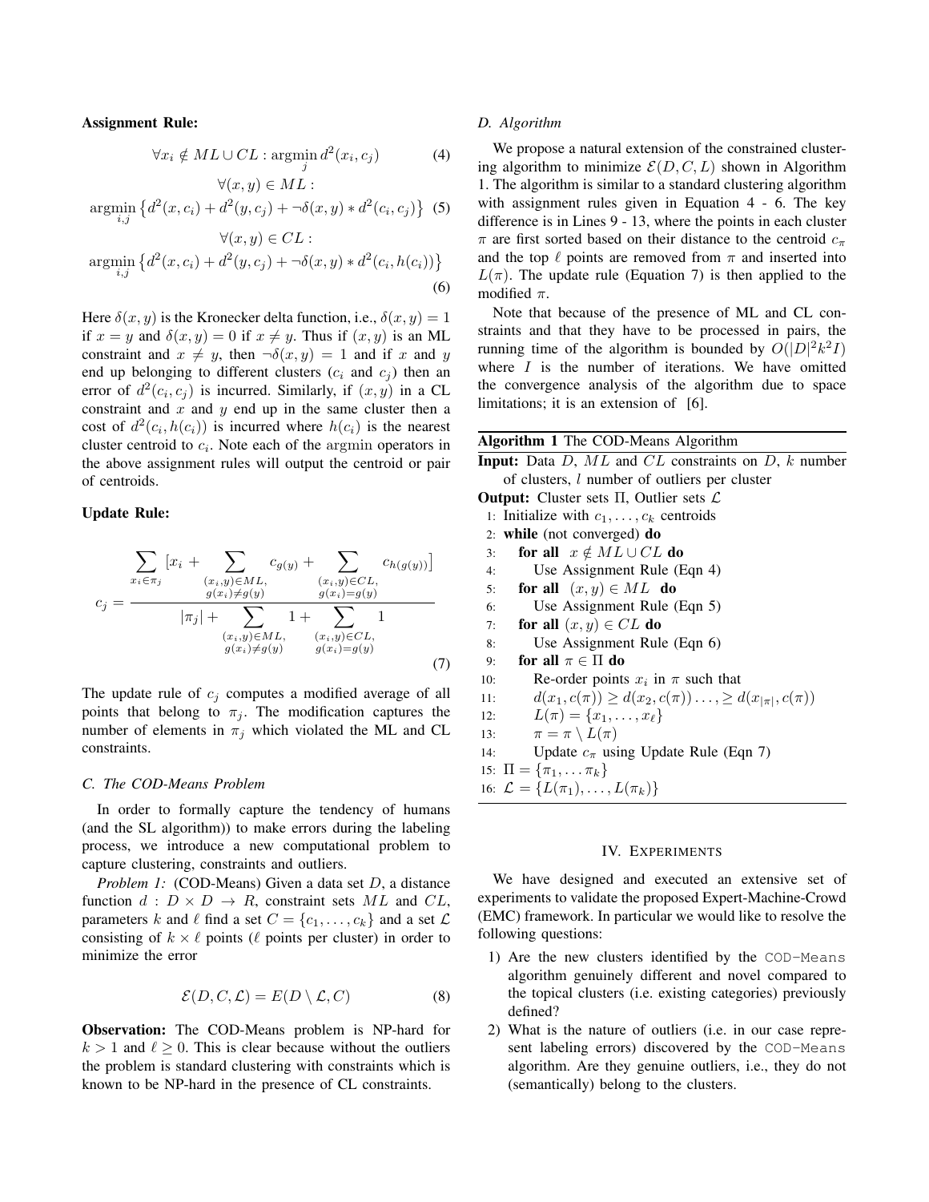**Assignment Rule:**

$$\forall x_i \notin ML \cup CL : \operatorname*{argmin}_{j} d^2(x_i, c_j) \tag{4}$$

$$\forall (x,y) \in ML :$$

$$\operatorname*{argmin}_{i,j} \left\{ d^2(x, c_i) + d^2(y, c_j) + \neg\delta(x,y) * d^2(c_i, c_j) \right\} \tag{5}$$

$$\forall (x,y) \in CL :$$

$$\operatorname*{argmin}_{i,j} \left\{ d^2(x, c_i) + d^2(y, c_j) + \neg\delta(x,y) * d^2(c_i, h(c_i)) \right\} \tag{6}$$

Here $\delta(x, y)$ is the Kronecker delta function, i.e., $\delta(x, y) = 1$ if $x = y$ and $\delta(x, y) = 0$ if $x \neq y$. Thus if $(x, y)$ is an ML constraint and $x \neq y$, then $\neg\delta(x, y) = 1$ and if $x$ and $y$ end up belonging to different clusters ($c_i$ and $c_j$) then an error of $d^2(c_i, c_j)$ is incurred. Similarly, if $(x, y)$ in a CL constraint and $x$ and $y$ end up in the same cluster then a cost of $d^2(c_i, h(c_i))$ is incurred where $h(c_i)$ is the nearest cluster centroid to $c_i$. Note each of the argmin operators in the above assignment rules will output the centroid or pair of centroids.

**Update Rule:**

$$c_j = \frac{\sum_{x_i \in \pi_j} [x_i + \sum_{\substack{(x_i,y) \in ML, \\ g(x_i) \neq g(y)}} c_{g(y)} + \sum_{\substack{(x_i,y) \in CL, \\ g(x_i) = g(y)}} c_{h(g(y))}]}{|\pi_j| + \sum_{\substack{(x_i,y) \in ML, \\ g(x_i) \neq g(y)}} 1 + \sum_{\substack{(x_i,y) \in CL, \\ g(x_i) = g(y)}} 1} \tag{7}$$

The update rule of $c_j$ computes a modified average of all points that belong to $\pi_j$. The modification captures the number of elements in $\pi_j$ which violated the ML and CL constraints.

### C. The COD-Means Problem

In order to formally capture the tendency of humans (and the SL algorithm)) to make errors during the labeling process, we introduce a new computational problem to capture clustering, constraints and outliers.

*Problem 1:* (COD-Means) Given a data set $D$, a distance function $d : D \times D \rightarrow R$, constraint sets $ML$ and $CL$, parameters $k$ and $\ell$ find a set $C = \{c_1, \ldots, c_k\}$ and a set $\mathcal{L}$ consisting of $k \times \ell$ points ($\ell$ points per cluster) in order to minimize the error

$$\mathcal{E}(D, C, \mathcal{L}) = E(D \setminus \mathcal{L}, C) \tag{8}$$

**Observation:** The COD-Means problem is NP-hard for $k > 1$ and $\ell \geq 0$. This is clear because without the outliers the problem is standard clustering with constraints which is known to be NP-hard in the presence of CL constraints.

### D. Algorithm

We propose a natural extension of the constrained clustering algorithm to minimize $\mathcal{E}(D, C, L)$ shown in Algorithm 1. The algorithm is similar to a standard clustering algorithm with assignment rules given in Equation 4 - 6. The key difference is in Lines 9 - 13, where the points in each cluster $\pi$ are first sorted based on their distance to the centroid $c_\pi$ and the top $\ell$ points are removed from $\pi$ and inserted into $L(\pi)$. The update rule (Equation 7) is then applied to the modified $\pi$.

Note that because of the presence of ML and CL constraints and that they have to be processed in pairs, the running time of the algorithm is bounded by $O(|D|^2 k^2 I)$ where $I$ is the number of iterations. We have omitted the convergence analysis of the algorithm due to space limitations; it is an extension of [6].

**Algorithm 1** The COD-Means Algorithm

**Input:** Data $D$, $ML$ and $CL$ constraints on $D$, $k$ number of clusters, $l$ number of outliers per cluster
**Output:** Cluster sets $\Pi$, Outlier sets $\mathcal{L}$

1: Initialize with $c_1, \ldots, c_k$ centroids
2: **while** (not converged) **do**
3: &nbsp;&nbsp;&nbsp;**for all** $x \notin ML \cup CL$ **do**
4: &nbsp;&nbsp;&nbsp;&nbsp;&nbsp;&nbsp;Use Assignment Rule (Eqn 4)
5: &nbsp;&nbsp;&nbsp;**for all** $(x, y) \in ML$ **do**
6: &nbsp;&nbsp;&nbsp;&nbsp;&nbsp;&nbsp;Use Assignment Rule (Eqn 5)
7: &nbsp;&nbsp;&nbsp;**for all** $(x, y) \in CL$ **do**
8: &nbsp;&nbsp;&nbsp;&nbsp;&nbsp;&nbsp;Use Assignment Rule (Eqn 6)
9: &nbsp;&nbsp;&nbsp;**for all** $\pi \in \Pi$ **do**
10: &nbsp;&nbsp;&nbsp;&nbsp;&nbsp;&nbsp;Re-order points $x_i$ in $\pi$ such that
11: &nbsp;&nbsp;&nbsp;&nbsp;&nbsp;&nbsp;$d(x_1, c(\pi)) \geq d(x_2, c(\pi)) \ldots, \geq d(x_{|\pi|}, c(\pi))$
12: &nbsp;&nbsp;&nbsp;&nbsp;&nbsp;&nbsp;$L(\pi) = \{x_1, \ldots, x_\ell\}$
13: &nbsp;&nbsp;&nbsp;&nbsp;&nbsp;&nbsp;$\pi = \pi \setminus L(\pi)$
14: &nbsp;&nbsp;&nbsp;&nbsp;&nbsp;&nbsp;Update $c_\pi$ using Update Rule (Eqn 7)
15: $\Pi = \{\pi_1, \ldots \pi_k\}$
16: $\mathcal{L} = \{L(\pi_1), \ldots, L(\pi_k)\}$

## IV. EXPERIMENTS

We have designed and executed an extensive set of experiments to validate the proposed Expert-Machine-Crowd (EMC) framework. In particular we would like to resolve the following questions:

1) Are the new clusters identified by the COD-Means algorithm genuinely different and novel compared to the topical clusters (i.e. existing categories) previously defined?
2) What is the nature of outliers (i.e. in our case represent labeling errors) discovered by the COD-Means algorithm. Are they genuine outliers, i.e., they do not (semantically) belong to the clusters.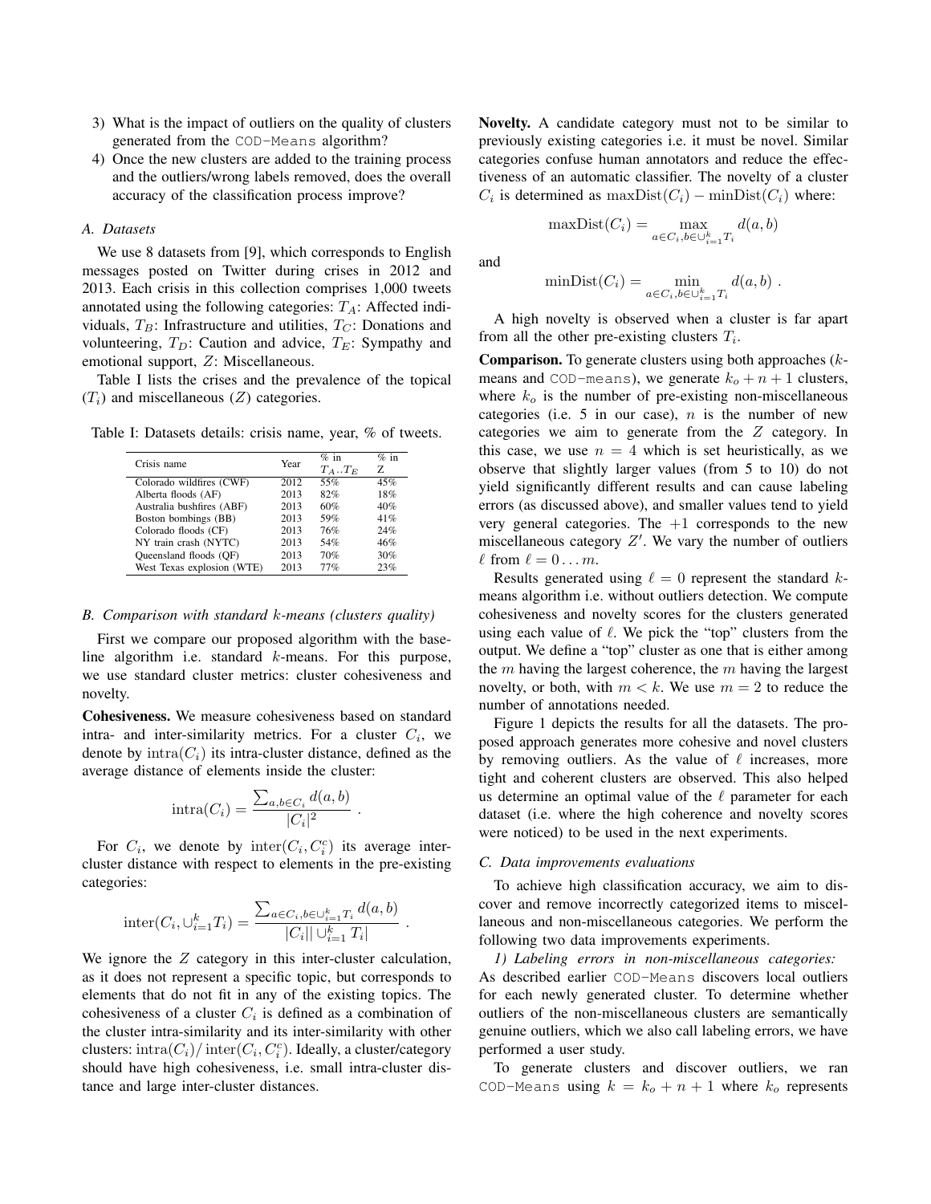3) What is the impact of outliers on the quality of clusters generated from the COD-Means algorithm?
4) Once the new clusters are added to the training process and the outliers/wrong labels removed, does the overall accuracy of the classification process improve?

### A. Datasets

We use 8 datasets from [9], which corresponds to English messages posted on Twitter during crises in 2012 and 2013. Each crisis in this collection comprises 1,000 tweets annotated using the following categories: $T_A$: Affected individuals, $T_B$: Infrastructure and utilities, $T_C$: Donations and volunteering, $T_D$: Caution and advice, $T_E$: Sympathy and emotional support, $Z$: Miscellaneous.

Table I lists the crises and the prevalence of the topical ($T_i$) and miscellaneous ($Z$) categories.

Table I: Datasets details: crisis name, year, % of tweets.

| Crisis name | Year | % in $T_A..T_E$ | % in Z |
|---|---|---|---|
| Colorado wildfires (CWF) | 2012 | 55% | 45% |
| Alberta floods (AF) | 2013 | 82% | 18% |
| Australia bushfires (ABF) | 2013 | 60% | 40% |
| Boston bombings (BB) | 2013 | 59% | 41% |
| Colorado floods (CF) | 2013 | 76% | 24% |
| NY train crash (NYTC) | 2013 | 54% | 46% |
| Queensland floods (QF) | 2013 | 70% | 30% |
| West Texas explosion (WTE) | 2013 | 77% | 23% |

### B. Comparison with standard $k$-means (clusters quality)

First we compare our proposed algorithm with the baseline algorithm i.e. standard $k$-means. For this purpose, we use standard cluster metrics: cluster cohesiveness and novelty.

**Cohesiveness.** We measure cohesiveness based on standard intra- and inter-similarity metrics. For a cluster $C_i$, we denote by $\text{intra}(C_i)$ its intra-cluster distance, defined as the average distance of elements inside the cluster:

$$\text{intra}(C_i) = \frac{\sum_{a,b \in C_i} d(a,b)}{|C_i|^2} .$$

For $C_i$, we denote by $\text{inter}(C_i, C_i^c)$ its average inter-cluster distance with respect to elements in the pre-existing categories:

$$\text{inter}(C_i, \cup_{i=1}^{k} T_i) = \frac{\sum_{a \in C_i, b \in \cup_{i=1}^{k} T_i} d(a,b)}{|C_i| |\cup_{i=1}^{k} T_i|} .$$

We ignore the $Z$ category in this inter-cluster calculation, as it does not represent a specific topic, but corresponds to elements that do not fit in any of the existing topics. The cohesiveness of a cluster $C_i$ is defined as a combination of the cluster intra-similarity and its inter-similarity with other clusters: $\text{intra}(C_i)/\,\text{inter}(C_i, C_i^c)$. Ideally, a cluster/category should have high cohesiveness, i.e. small intra-cluster distance and large inter-cluster distances.

**Novelty.** A candidate category must not to be similar to previously existing categories i.e. it must be novel. Similar categories confuse human annotators and reduce the effectiveness of an automatic classifier. The novelty of a cluster $C_i$ is determined as $\text{maxDist}(C_i) - \text{minDist}(C_i)$ where:

$$\text{maxDist}(C_i) = \max_{a \in C_i, b \in \cup_{i=1}^{k} T_i} d(a,b)$$

and

$$\text{minDist}(C_i) = \min_{a \in C_i, b \in \cup_{i=1}^{k} T_i} d(a,b) .$$

A high novelty is observed when a cluster is far apart from all the other pre-existing clusters $T_i$.

**Comparison.** To generate clusters using both approaches ($k$-means and COD-means), we generate $k_o + n + 1$ clusters, where $k_o$ is the number of pre-existing non-miscellaneous categories (i.e. 5 in our case), $n$ is the number of new categories we aim to generate from the $Z$ category. In this case, we use $n = 4$ which is set heuristically, as we observe that slightly larger values (from 5 to 10) do not yield significantly different results and can cause labeling errors (as discussed above), and smaller values tend to yield very general categories. The $+1$ corresponds to the new miscellaneous category $Z'$. We vary the number of outliers $\ell$ from $\ell = 0 \ldots m$.

Results generated using $\ell = 0$ represent the standard $k$-means algorithm i.e. without outliers detection. We compute cohesiveness and novelty scores for the clusters generated using each value of $\ell$. We pick the "top" clusters from the output. We define a "top" cluster as one that is either among the $m$ having the largest coherence, the $m$ having the largest novelty, or both, with $m < k$. We use $m = 2$ to reduce the number of annotations needed.

Figure 1 depicts the results for all the datasets. The proposed approach generates more cohesive and novel clusters by removing outliers. As the value of $\ell$ increases, more tight and coherent clusters are observed. This also helped us determine an optimal value of the $\ell$ parameter for each dataset (i.e. where the high coherence and novelty scores were noticed) to be used in the next experiments.

### C. Data improvements evaluations

To achieve high classification accuracy, we aim to discover and remove incorrectly categorized items to miscellaneous and non-miscellaneous categories. We perform the following two data improvements experiments.

*1) Labeling errors in non-miscellaneous categories:* As described earlier COD-Means discovers local outliers for each newly generated cluster. To determine whether outliers of the non-miscellaneous clusters are semantically genuine outliers, which we also call labeling errors, we have performed a user study.

To generate clusters and discover outliers, we ran COD-Means using $k = k_o + n + 1$ where $k_o$ represents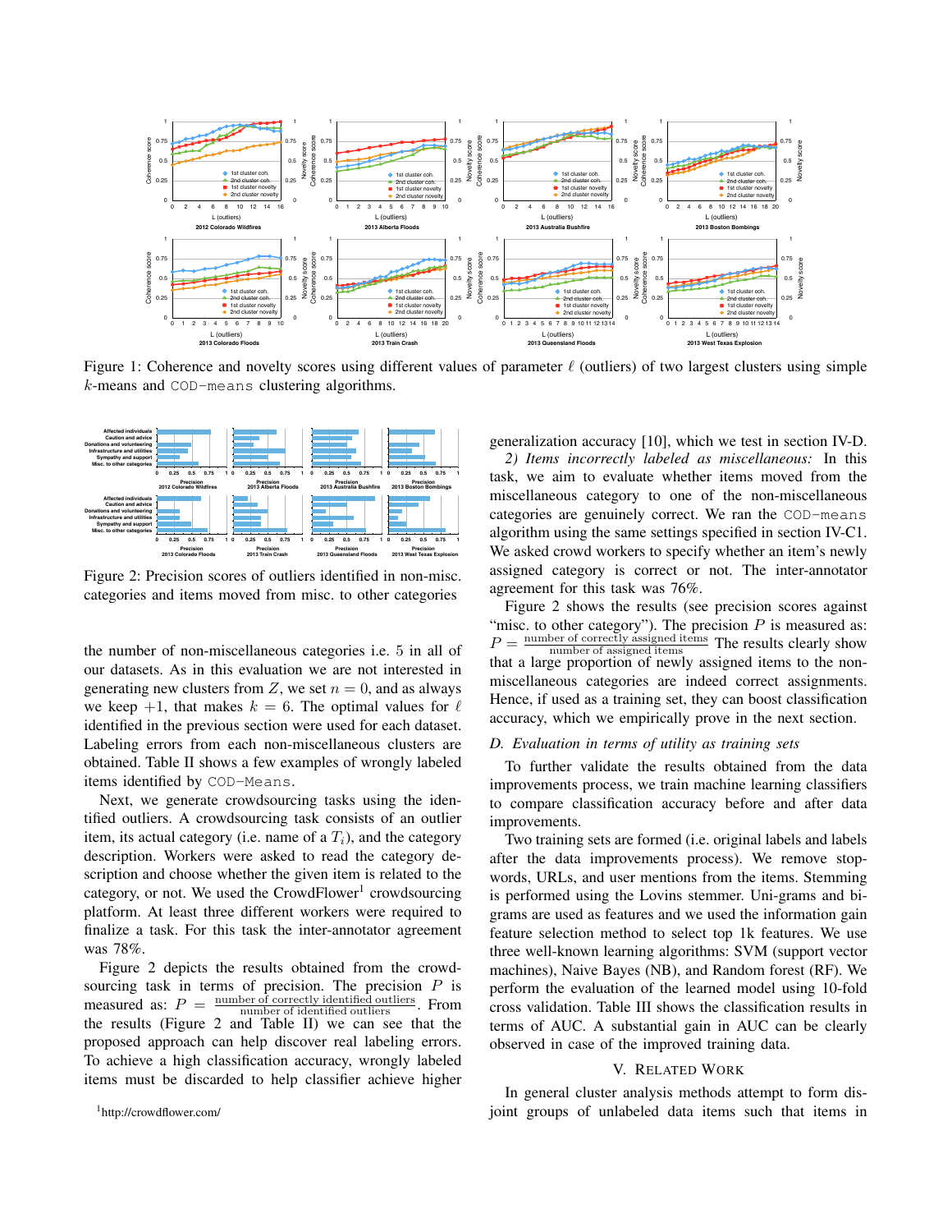Figure 1: Coherence and novelty scores using different values of parameter $\ell$ (outliers) of two largest clusters using simple $k$-means and COD-means clustering algorithms.

Figure 2: Precision scores of outliers identified in non-misc. categories and items moved from misc. to other categories

the number of non-miscellaneous categories i.e. 5 in all of our datasets. As in this evaluation we are not interested in generating new clusters from $Z$, we set $n = 0$, and as always we keep $+1$, that makes $k = 6$. The optimal values for $\ell$ identified in the previous section were used for each dataset. Labeling errors from each non-miscellaneous clusters are obtained. Table II shows a few examples of wrongly labeled items identified by COD-Means.

Next, we generate crowdsourcing tasks using the identified outliers. A crowdsourcing task consists of an outlier item, its actual category (i.e. name of a $T_i$), and the category description. Workers were asked to read the category description and choose whether the given item is related to the category, or not. We used the CrowdFlower[1] crowdsourcing platform. At least three different workers were required to finalize a task. For this task the inter-annotator agreement was 78%.

Figure 2 depicts the results obtained from the crowdsourcing task in terms of precision. The precision $P$ is measured as: $P = \frac{\text{number of correctly identified outliers}}{\text{number of identified outliers}}$. From the results (Figure 2 and Table II) we can see that the proposed approach can help discover real labeling errors. To achieve a high classification accuracy, wrongly labeled items must be discarded to help classifier achieve higher generalization accuracy [10], which we test in section IV-D.

*2) Items incorrectly labeled as miscellaneous:* In this task, we aim to evaluate whether items moved from the miscellaneous category to one of the non-miscellaneous categories are genuinely correct. We ran the COD-means algorithm using the same settings specified in section IV-C1. We asked crowd workers to specify whether an item's newly assigned category is correct or not. The inter-annotator agreement for this task was 76%.

Figure 2 shows the results (see precision scores against "misc. to other category"). The precision $P$ is measured as: $P = \frac{\text{number of correctly assigned items}}{\text{number of assigned items}}$ The results clearly show that a large proportion of newly assigned items to the non-miscellaneous categories are indeed correct assignments. Hence, if used as a training set, they can boost classification accuracy, which we empirically prove in the next section.

### *D. Evaluation in terms of utility as training sets*

To further validate the results obtained from the data improvements process, we train machine learning classifiers to compare classification accuracy before and after data improvements.

Two training sets are formed (i.e. original labels and labels after the data improvements process). We remove stop-words, URLs, and user mentions from the items. Stemming is performed using the Lovins stemmer. Uni-grams and bi-grams are used as features and we used the information gain feature selection method to select top 1k features. We use three well-known learning algorithms: SVM (support vector machines), Naive Bayes (NB), and Random forest (RF). We perform the evaluation of the learned model using 10-fold cross validation. Table III shows the classification results in terms of AUC. A substantial gain in AUC can be clearly observed in case of the improved training data.

## V. Related Work

In general cluster analysis methods attempt to form disjoint groups of unlabeled data items such that items in

[1] http://crowdflower.com/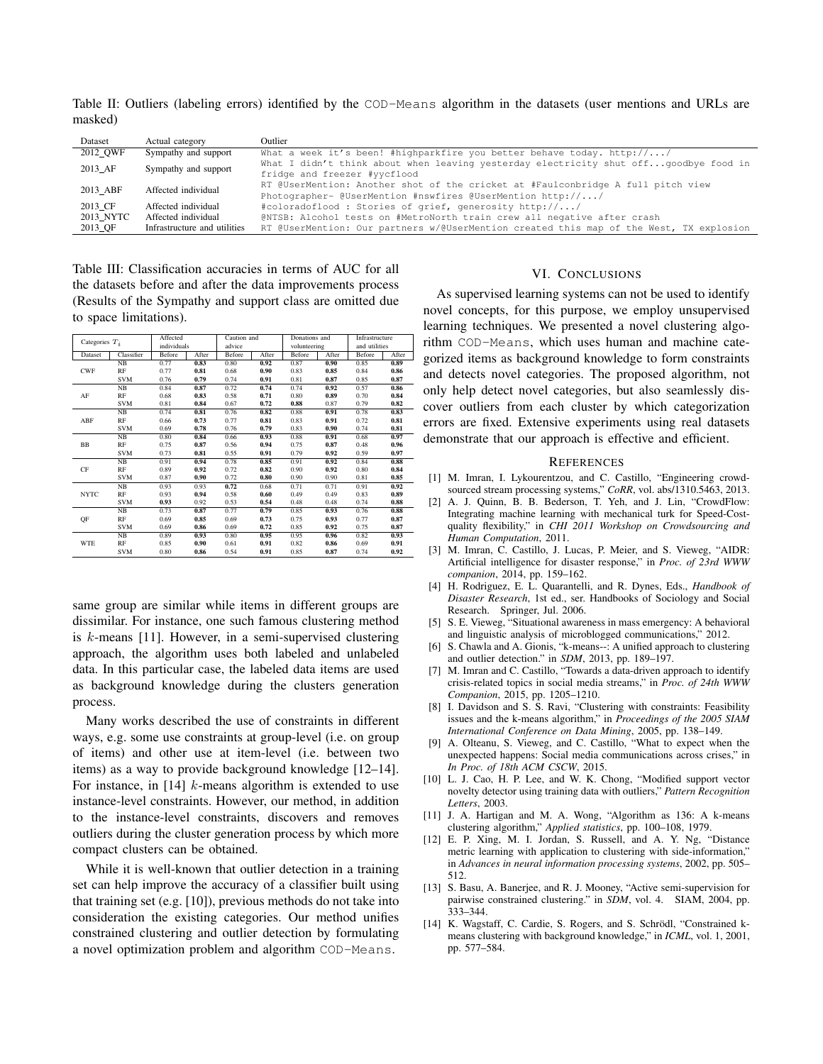Table II: Outliers (labeling errors) identified by the COD-Means algorithm in the datasets (user mentions and URLs are masked)

| Dataset | Actual category | Outlier |
| --- | --- | --- |
| 2012_QWF | Sympathy and support | What a week it's been! #highparkfire you better behave today. http://.../ |
| 2013_AF | Sympathy and support | What I didn't think about when leaving yesterday electricity shut off...goodbye food in fridge and freezer #yycflood |
| 2013_ABF | Affected individual | RT @UserMention: Another shot of the cricket at #Faulconbridge A full pitch view Photographer- @UserMention #nswfires @UserMention http://.../ |
| 2013_CF | Affected individual | #coloradoflood : Stories of grief, generosity http://.../ |
| 2013_NYTC | Affected individual | @NTSB: Alcohol tests on #MetroNorth train crew all negative after crash |
| 2013_QF | Infrastructure and utilities | RT @UserMention: Our partners w/@UserMention created this map of the West, TX explosion |

Table III: Classification accuracies in terms of AUC for all the datasets before and after the data improvements process (Results of the Sympathy and support class are omitted due to space limitations).

| Categories $T_i$ | | Affected individuals | | Caution and advice | | Donations and volunteering | | Infrastructure and utilities | |
| --- | --- | --- | --- | --- | --- | --- | --- | --- | --- |
| Dataset | Classifier | Before | After | Before | After | Before | After | Before | After |
| CWF | NB | 0.77 | **0.83** | 0.80 | **0.92** | 0.87 | **0.90** | 0.85 | **0.89** |
| | RF | 0.77 | **0.81** | 0.68 | **0.90** | 0.83 | **0.85** | 0.84 | **0.86** |
| | SVM | 0.76 | **0.79** | 0.74 | **0.91** | 0.81 | **0.87** | 0.85 | **0.87** |
| AF | NB | 0.84 | **0.87** | 0.72 | **0.74** | 0.74 | **0.92** | 0.57 | **0.86** |
| | RF | 0.68 | **0.83** | 0.58 | **0.71** | 0.80 | **0.89** | 0.70 | **0.84** |
| | SVM | 0.81 | **0.84** | 0.67 | **0.72** | **0.88** | 0.87 | 0.79 | **0.82** |
| ABF | NB | 0.74 | **0.81** | 0.76 | **0.82** | 0.88 | **0.91** | 0.78 | **0.83** |
| | RF | 0.66 | **0.73** | 0.77 | **0.81** | 0.83 | **0.91** | 0.72 | **0.81** |
| | SVM | 0.69 | **0.78** | 0.76 | **0.79** | 0.83 | **0.90** | 0.74 | **0.81** |
| BB | NB | 0.80 | **0.84** | 0.66 | **0.93** | 0.88 | **0.91** | 0.68 | **0.97** |
| | RF | 0.75 | **0.87** | 0.56 | **0.94** | 0.75 | **0.87** | 0.48 | **0.96** |
| | SVM | 0.73 | **0.81** | 0.55 | **0.91** | 0.79 | **0.92** | 0.59 | **0.97** |
| CF | NB | 0.91 | **0.94** | 0.78 | **0.85** | 0.91 | **0.92** | 0.84 | **0.88** |
| | RF | 0.89 | **0.92** | 0.72 | **0.82** | 0.90 | **0.92** | 0.80 | **0.84** |
| | SVM | 0.87 | **0.90** | 0.72 | **0.80** | 0.90 | 0.90 | 0.81 | **0.85** |
| NYTC | NB | 0.93 | 0.93 | **0.72** | 0.68 | 0.71 | 0.71 | 0.91 | **0.92** |
| | RF | 0.93 | **0.94** | 0.58 | **0.60** | 0.49 | 0.49 | 0.83 | **0.89** |
| | SVM | **0.93** | 0.92 | 0.53 | **0.54** | 0.48 | 0.48 | 0.74 | **0.88** |
| QF | NB | 0.73 | **0.87** | 0.77 | **0.79** | 0.85 | **0.93** | 0.76 | **0.88** |
| | RF | 0.69 | **0.85** | 0.69 | **0.73** | 0.75 | **0.93** | 0.77 | **0.87** |
| | SVM | 0.69 | **0.86** | 0.69 | **0.72** | 0.85 | **0.92** | 0.75 | **0.87** |
| WTE | NB | 0.89 | **0.93** | 0.80 | **0.95** | 0.95 | **0.96** | 0.82 | **0.93** |
| | RF | 0.85 | **0.90** | 0.61 | **0.91** | 0.82 | **0.86** | 0.69 | **0.91** |
| | SVM | 0.80 | **0.86** | 0.54 | **0.91** | 0.85 | **0.87** | 0.74 | **0.92** |

same group are similar while items in different groups are dissimilar. For instance, one such famous clustering method is $k$-means [11]. However, in a semi-supervised clustering approach, the algorithm uses both labeled and unlabeled data. In this particular case, the labeled data items are used as background knowledge during the clusters generation process.

Many works described the use of constraints in different ways, e.g. some use constraints at group-level (i.e. on group of items) and other use at item-level (i.e. between two items) as a way to provide background knowledge [12–14]. For instance, in [14] $k$-means algorithm is extended to use instance-level constraints. However, our method, in addition to the instance-level constraints, discovers and removes outliers during the cluster generation process by which more compact clusters can be obtained.

While it is well-known that outlier detection in a training set can help improve the accuracy of a classifier built using that training set (e.g. [10]), previous methods do not take into consideration the existing categories. Our method unifies constrained clustering and outlier detection by formulating a novel optimization problem and algorithm COD-Means.

## VI. Conclusions

As supervised learning systems can not be used to identify novel concepts, for this purpose, we employ unsupervised learning techniques. We presented a novel clustering algorithm COD-Means, which uses human and machine categorized items as background knowledge to form constraints and detects novel categories. The proposed algorithm, not only help detect novel categories, but also seamlessly discover outliers from each cluster by which categorization errors are fixed. Extensive experiments using real datasets demonstrate that our approach is effective and efficient.

## References

[1] M. Imran, I. Lykourentzou, and C. Castillo, "Engineering crowdsourced stream processing systems," *CoRR*, vol. abs/1310.5463, 2013.

[2] A. J. Quinn, B. B. Bederson, T. Yeh, and J. Lin, "CrowdFlow: Integrating machine learning with mechanical turk for Speed-Cost-quality flexibility," in *CHI 2011 Workshop on Crowdsourcing and Human Computation*, 2011.

[3] M. Imran, C. Castillo, J. Lucas, P. Meier, and S. Vieweg, "AIDR: Artificial intelligence for disaster response," in *Proc. of 23rd WWW companion*, 2014, pp. 159–162.

[4] H. Rodriguez, E. L. Quarantelli, and R. Dynes, Eds., *Handbook of Disaster Research*, 1st ed., ser. Handbooks of Sociology and Social Research. Springer, Jul. 2006.

[5] S. E. Vieweg, "Situational awareness in mass emergency: A behavioral and linguistic analysis of microblogged communications," 2012.

[6] S. Chawla and A. Gionis, "k-means--: A unified approach to clustering and outlier detection." in *SDM*, 2013, pp. 189–197.

[7] M. Imran and C. Castillo, "Towards a data-driven approach to identify crisis-related topics in social media streams," in *Proc. of 24th WWW Companion*, 2015, pp. 1205–1210.

[8] I. Davidson and S. S. Ravi, "Clustering with constraints: Feasibility issues and the k-means algorithm," in *Proceedings of the 2005 SIAM International Conference on Data Mining*, 2005, pp. 138–149.

[9] A. Olteanu, S. Vieweg, and C. Castillo, "What to expect when the unexpected happens: Social media communications across crises," in *In Proc. of 18th ACM CSCW*, 2015.

[10] L. J. Cao, H. P. Lee, and W. K. Chong, "Modified support vector novelty detector using training data with outliers," *Pattern Recognition Letters*, 2003.

[11] J. A. Hartigan and M. A. Wong, "Algorithm as 136: A k-means clustering algorithm," *Applied statistics*, pp. 100–108, 1979.

[12] E. P. Xing, M. I. Jordan, S. Russell, and A. Y. Ng, "Distance metric learning with application to clustering with side-information," in *Advances in neural information processing systems*, 2002, pp. 505–512.

[13] S. Basu, A. Banerjee, and R. J. Mooney, "Active semi-supervision for pairwise constrained clustering." in *SDM*, vol. 4. SIAM, 2004, pp. 333–344.

[14] K. Wagstaff, C. Cardie, S. Rogers, and S. Schrödl, "Constrained k-means clustering with background knowledge," in *ICML*, vol. 1, 2001, pp. 577–584.